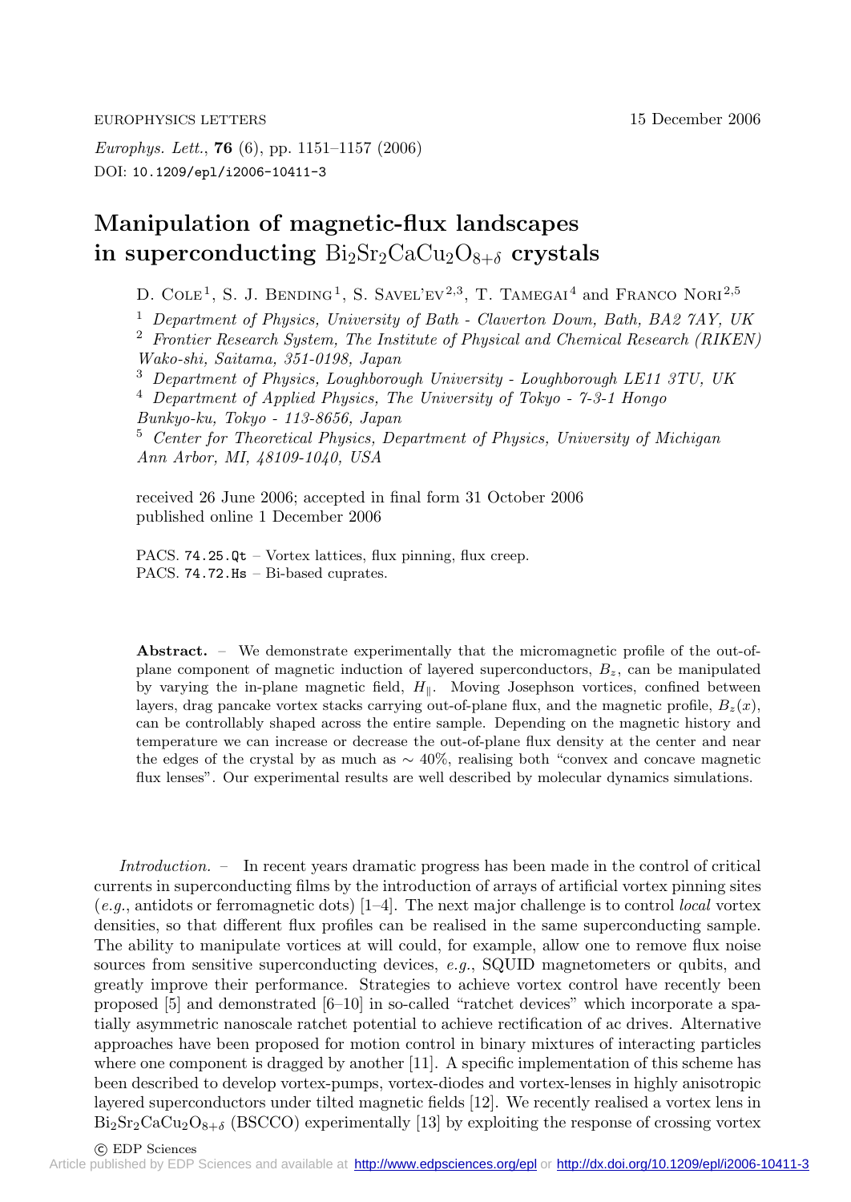EUROPHYSICS LETTERS 15 December 2006

*Europhys. Lett.*, **76** (6), pp. 1151–1157 (2006)
DOI: 10.1209/epl/i2006-10411-3

# Manipulation of magnetic-flux landscapes in superconducting $Bi_2Sr_2CaCu_2O_{8+\delta}$ crystals

D. Cole[1], S. J. Bending[1], S. Savel'ev[2,3], T. Tamegai[4] and Franco Nori[2,5]

[1] *Department of Physics, University of Bath - Claverton Down, Bath, BA2 7AY, UK*
[2] *Frontier Research System, The Institute of Physical and Chemical Research (RIKEN) Wako-shi, Saitama, 351-0198, Japan*
[3] *Department of Physics, Loughborough University - Loughborough LE11 3TU, UK*
[4] *Department of Applied Physics, The University of Tokyo - 7-3-1 Hongo Bunkyo-ku, Tokyo - 113-8656, Japan*
[5] *Center for Theoretical Physics, Department of Physics, University of Michigan Ann Arbor, MI, 48109-1040, USA*

received 26 June 2006; accepted in final form 31 October 2006
published online 1 December 2006

PACS. 74.25.Qt – Vortex lattices, flux pinning, flux creep.
PACS. 74.72.Hs – Bi-based cuprates.

**Abstract.** – We demonstrate experimentally that the micromagnetic profile of the out-of-plane component of magnetic induction of layered superconductors, $B_z$, can be manipulated by varying the in-plane magnetic field, $H_{\parallel}$. Moving Josephson vortices, confined between layers, drag pancake vortex stacks carrying out-of-plane flux, and the magnetic profile, $B_z(x)$, can be controllably shaped across the entire sample. Depending on the magnetic history and temperature we can increase or decrease the out-of-plane flux density at the center and near the edges of the crystal by as much as $\sim 40\%$, realising both "convex and concave magnetic flux lenses". Our experimental results are well described by molecular dynamics simulations.

*Introduction.* – In recent years dramatic progress has been made in the control of critical currents in superconducting films by the introduction of arrays of artificial vortex pinning sites (*e.g.*, antidots or ferromagnetic dots) [1–4]. The next major challenge is to control *local* vortex densities, so that different flux profiles can be realised in the same superconducting sample. The ability to manipulate vortices at will could, for example, allow one to remove flux noise sources from sensitive superconducting devices, *e.g.*, SQUID magnetometers or qubits, and greatly improve their performance. Strategies to achieve vortex control have recently been proposed [5] and demonstrated [6–10] in so-called "ratchet devices" which incorporate a spatially asymmetric nanoscale ratchet potential to achieve rectification of ac drives. Alternative approaches have been proposed for motion control in binary mixtures of interacting particles where one component is dragged by another [11]. A specific implementation of this scheme has been described to develop vortex-pumps, vortex-diodes and vortex-lenses in highly anisotropic layered superconductors under tilted magnetic fields [12]. We recently realised a vortex lens in $Bi_2Sr_2CaCu_2O_{8+\delta}$ (BSCCO) experimentally [13] by exploiting the response of crossing vortex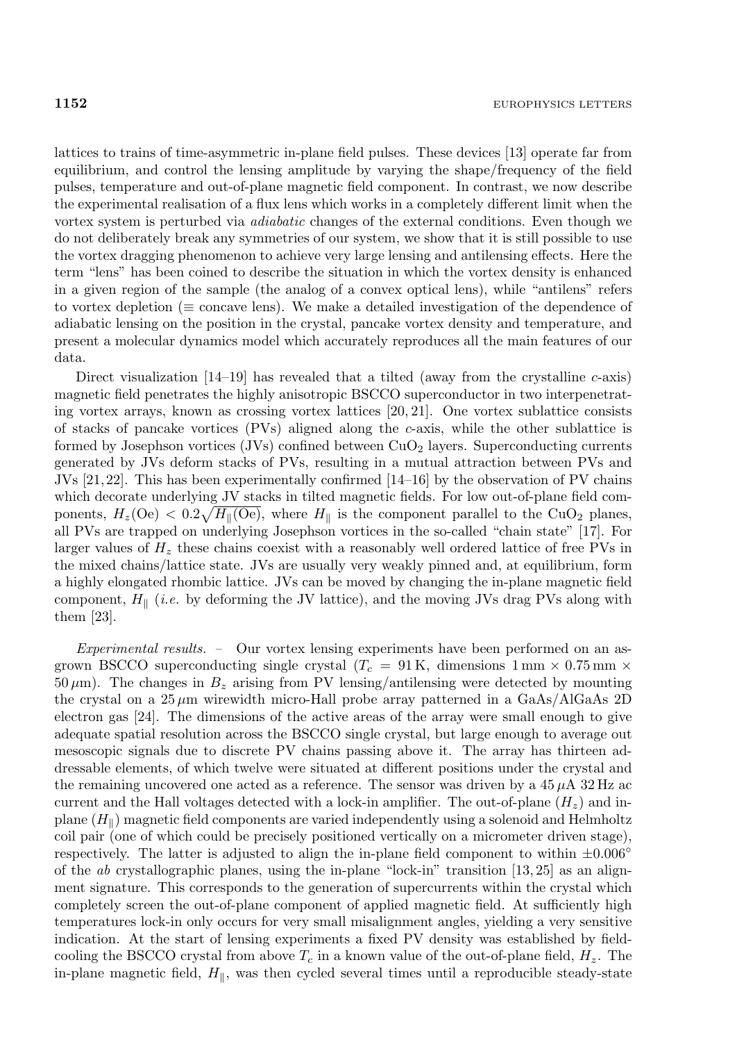lattices to trains of time-asymmetric in-plane field pulses. These devices [13] operate far from equilibrium, and control the lensing amplitude by varying the shape/frequency of the field pulses, temperature and out-of-plane magnetic field component. In contrast, we now describe the experimental realisation of a flux lens which works in a completely different limit when the vortex system is perturbed via *adiabatic* changes of the external conditions. Even though we do not deliberately break any symmetries of our system, we show that it is still possible to use the vortex dragging phenomenon to achieve very large lensing and antilensing effects. Here the term "lens" has been coined to describe the situation in which the vortex density is enhanced in a given region of the sample (the analog of a convex optical lens), while "antilens" refers to vortex depletion ($\equiv$ concave lens). We make a detailed investigation of the dependence of adiabatic lensing on the position in the crystal, pancake vortex density and temperature, and present a molecular dynamics model which accurately reproduces all the main features of our data.

Direct visualization [14–19] has revealed that a tilted (away from the crystalline $c$-axis) magnetic field penetrates the highly anisotropic BSCCO superconductor in two interpenetrating vortex arrays, known as crossing vortex lattices [20, 21]. One vortex sublattice consists of stacks of pancake vortices (PVs) aligned along the $c$-axis, while the other sublattice is formed by Josephson vortices (JVs) confined between $CuO_2$ layers. Superconducting currents generated by JVs deform stacks of PVs, resulting in a mutual attraction between PVs and JVs [21, 22]. This has been experimentally confirmed [14–16] by the observation of PV chains which decorate underlying JV stacks in tilted magnetic fields. For low out-of-plane field components, $H_z(\mathrm{Oe}) < 0.2\sqrt{H_\parallel(\mathrm{Oe})}$, where $H_\parallel$ is the component parallel to the $CuO_2$ planes, all PVs are trapped on underlying Josephson vortices in the so-called "chain state" [17]. For larger values of $H_z$ these chains coexist with a reasonably well ordered lattice of free PVs in the mixed chains/lattice state. JVs are usually very weakly pinned and, at equilibrium, form a highly elongated rhombic lattice. JVs can be moved by changing the in-plane magnetic field component, $H_\parallel$ (*i.e.* by deforming the JV lattice), and the moving JVs drag PVs along with them [23].

*Experimental results.* – Our vortex lensing experiments have been performed on an as-grown BSCCO superconducting single crystal ($T_c = 91\,\mathrm{K}$, dimensions $1\,\mathrm{mm} \times 0.75\,\mathrm{mm} \times 50\,\mu\mathrm{m}$). The changes in $B_z$ arising from PV lensing/antilensing were detected by mounting the crystal on a $25\,\mu\mathrm{m}$ wirewidth micro-Hall probe array patterned in a GaAs/AlGaAs 2D electron gas [24]. The dimensions of the active areas of the array were small enough to give adequate spatial resolution across the BSCCO single crystal, but large enough to average out mesoscopic signals due to discrete PV chains passing above it. The array has thirteen addressable elements, of which twelve were situated at different positions under the crystal and the remaining uncovered one acted as a reference. The sensor was driven by a $45\,\mu\mathrm{A}$ $32\,\mathrm{Hz}$ ac current and the Hall voltages detected with a lock-in amplifier. The out-of-plane ($H_z$) and in-plane ($H_\parallel$) magnetic field components are varied independently using a solenoid and Helmholtz coil pair (one of which could be precisely positioned vertically on a micrometer driven stage), respectively. The latter is adjusted to align the in-plane field component to within $\pm 0.006°$ of the $ab$ crystallographic planes, using the in-plane "lock-in" transition [13, 25] as an alignment signature. This corresponds to the generation of supercurrents within the crystal which completely screen the out-of-plane component of applied magnetic field. At sufficiently high temperatures lock-in only occurs for very small misalignment angles, yielding a very sensitive indication. At the start of lensing experiments a fixed PV density was established by field-cooling the BSCCO crystal from above $T_c$ in a known value of the out-of-plane field, $H_z$. The in-plane magnetic field, $H_\parallel$, was then cycled several times until a reproducible steady-state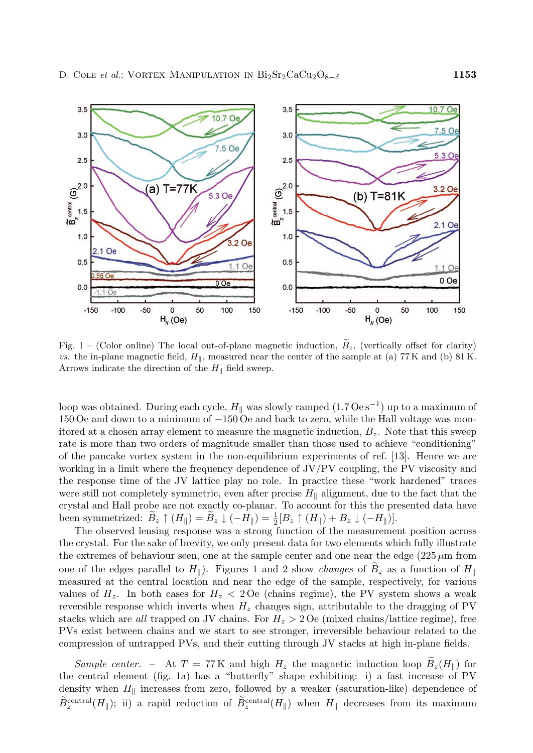Fig. 1 – (Color online) The local out-of-plane magnetic induction, $\widetilde{B}_z$, (vertically offset for clarity) *vs.* the in-plane magnetic field, $H_\parallel$, measured near the center of the sample at (a) 77 K and (b) 81 K. Arrows indicate the direction of the $H_\parallel$ field sweep.

loop was obtained. During each cycle, $H_\parallel$ was slowly ramped ($1.7\,\mathrm{Oe\,s^{-1}}$) up to a maximum of 150 Oe and down to a minimum of −150 Oe and back to zero, while the Hall voltage was monitored at a chosen array element to measure the magnetic induction, $B_z$. Note that this sweep rate is more than two orders of magnitude smaller than those used to achieve "conditioning" of the pancake vortex system in the non-equilibrium experiments of ref. [13]. Hence we are working in a limit where the frequency dependence of JV/PV coupling, the PV viscosity and the response time of the JV lattice play no role. In practice these "work hardened" traces were still not completely symmetric, even after precise $H_\parallel$ alignment, due to the fact that the crystal and Hall probe are not exactly co-planar. To account for this the presented data have been symmetrized: $\widetilde{B}_z \uparrow (H_\parallel) = \widetilde{B}_z \downarrow (-H_\parallel) = \frac{1}{2}[B_z \uparrow (H_\parallel) + B_z \downarrow (-H_\parallel)]$.

The observed lensing response was a strong function of the measurement position across the crystal. For the sake of brevity, we only present data for two elements which fully illustrate the extremes of behaviour seen, one at the sample center and one near the edge ($225\,\mu$m from one of the edges parallel to $H_\parallel$). Figures 1 and 2 show *changes* of $\widetilde{B}_z$ as a function of $H_\parallel$ measured at the central location and near the edge of the sample, respectively, for various values of $H_z$. In both cases for $H_z < 2\,\mathrm{Oe}$ (chains regime), the PV system shows a weak reversible response which inverts when $H_z$ changes sign, attributable to the dragging of PV stacks which are *all* trapped on JV chains. For $H_z > 2\,\mathrm{Oe}$ (mixed chains/lattice regime), free PVs exist between chains and we start to see stronger, irreversible behaviour related to the compression of untrapped PVs, and their cutting through JV stacks at high in-plane fields.

*Sample center.* – At $T = 77\,\mathrm{K}$ and high $H_z$ the magnetic induction loop $\widetilde{B}_z(H_\parallel)$ for the central element (fig. 1a) has a "butterfly" shape exhibiting: i) a fast increase of PV density when $H_\parallel$ increases from zero, followed by a weaker (saturation-like) dependence of $\widetilde{B}_z^{\mathrm{central}}(H_\parallel)$; ii) a rapid reduction of $\widetilde{B}_z^{\mathrm{central}}(H_\parallel)$ when $H_\parallel$ decreases from its maximum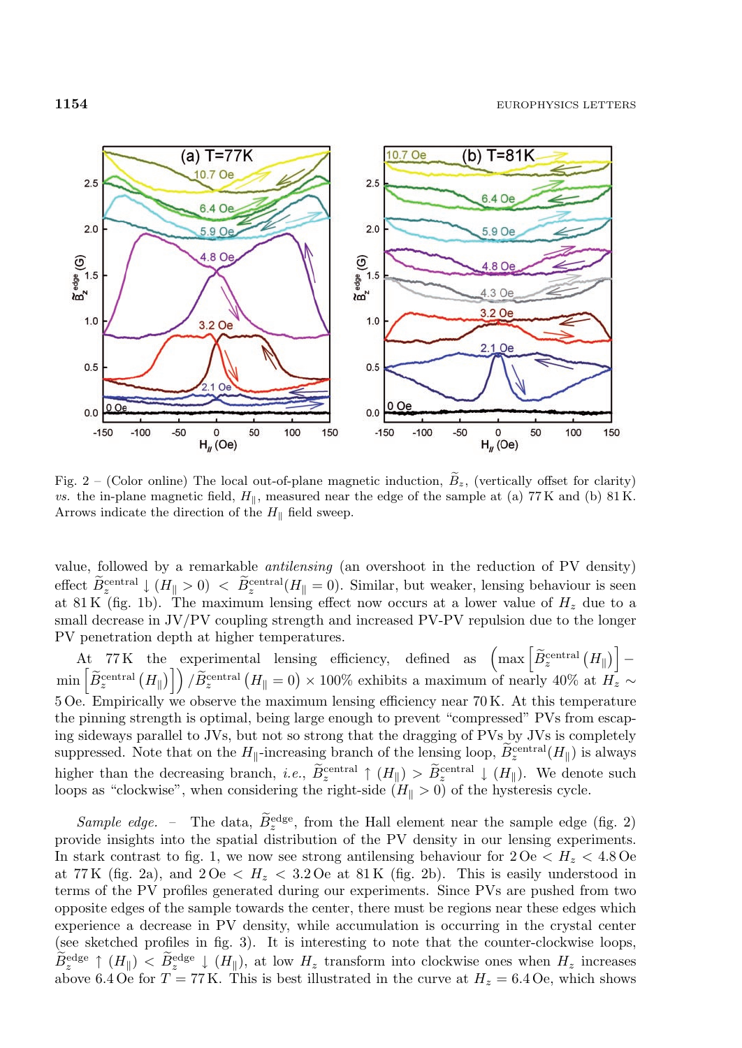Fig. 2 – (Color online) The local out-of-plane magnetic induction, $\widetilde{B}_z$, (vertically offset for clarity) *vs.* the in-plane magnetic field, $H_\parallel$, measured near the edge of the sample at (a) 77 K and (b) 81 K. Arrows indicate the direction of the $H_\parallel$ field sweep.

value, followed by a remarkable *antilensing* (an overshoot in the reduction of PV density) effect $\widetilde{B}_z^{\text{central}} \downarrow (H_\parallel > 0) < \widetilde{B}_z^{\text{central}}(H_\parallel = 0)$. Similar, but weaker, lensing behaviour is seen at 81 K (fig. 1b). The maximum lensing effect now occurs at a lower value of $H_z$ due to a small decrease in JV/PV coupling strength and increased PV-PV repulsion due to the longer PV penetration depth at higher temperatures.

At 77 K the experimental lensing efficiency, defined as $\left(\max\left[\widetilde{B}_z^{\text{central}}(H_\parallel)\right] - \min\left[\widetilde{B}_z^{\text{central}}(H_\parallel)\right]\right)/\widetilde{B}_z^{\text{central}}(H_\parallel = 0) \times 100\%$ exhibits a maximum of nearly 40% at $H_z \sim 5$ Oe. Empirically we observe the maximum lensing efficiency near 70 K. At this temperature the pinning strength is optimal, being large enough to prevent "compressed" PVs from escaping sideways parallel to JVs, but not so strong that the dragging of PVs by JVs is completely suppressed. Note that on the $H_\parallel$-increasing branch of the lensing loop, $\widetilde{B}_z^{\text{central}}(H_\parallel)$ is always higher than the decreasing branch, *i.e.*, $\widetilde{B}_z^{\text{central}} \uparrow (H_\parallel) > \widetilde{B}_z^{\text{central}} \downarrow (H_\parallel)$. We denote such loops as "clockwise", when considering the right-side ($H_\parallel > 0$) of the hysteresis cycle.

*Sample edge.* – The data, $\widetilde{B}_z^{\text{edge}}$, from the Hall element near the sample edge (fig. 2) provide insights into the spatial distribution of the PV density in our lensing experiments. In stark contrast to fig. 1, we now see strong antilensing behaviour for $2\,\text{Oe} < H_z < 4.8\,\text{Oe}$ at 77 K (fig. 2a), and $2\,\text{Oe} < H_z < 3.2\,\text{Oe}$ at 81 K (fig. 2b). This is easily understood in terms of the PV profiles generated during our experiments. Since PVs are pushed from two opposite edges of the sample towards the center, there must be regions near these edges which experience a decrease in PV density, while accumulation is occurring in the crystal center (see sketched profiles in fig. 3). It is interesting to note that the counter-clockwise loops, $\widetilde{B}_z^{\text{edge}} \uparrow (H_\parallel) < \widetilde{B}_z^{\text{edge}} \downarrow (H_\parallel)$, at low $H_z$ transform into clockwise ones when $H_z$ increases above 6.4 Oe for $T = 77$ K. This is best illustrated in the curve at $H_z = 6.4$ Oe, which shows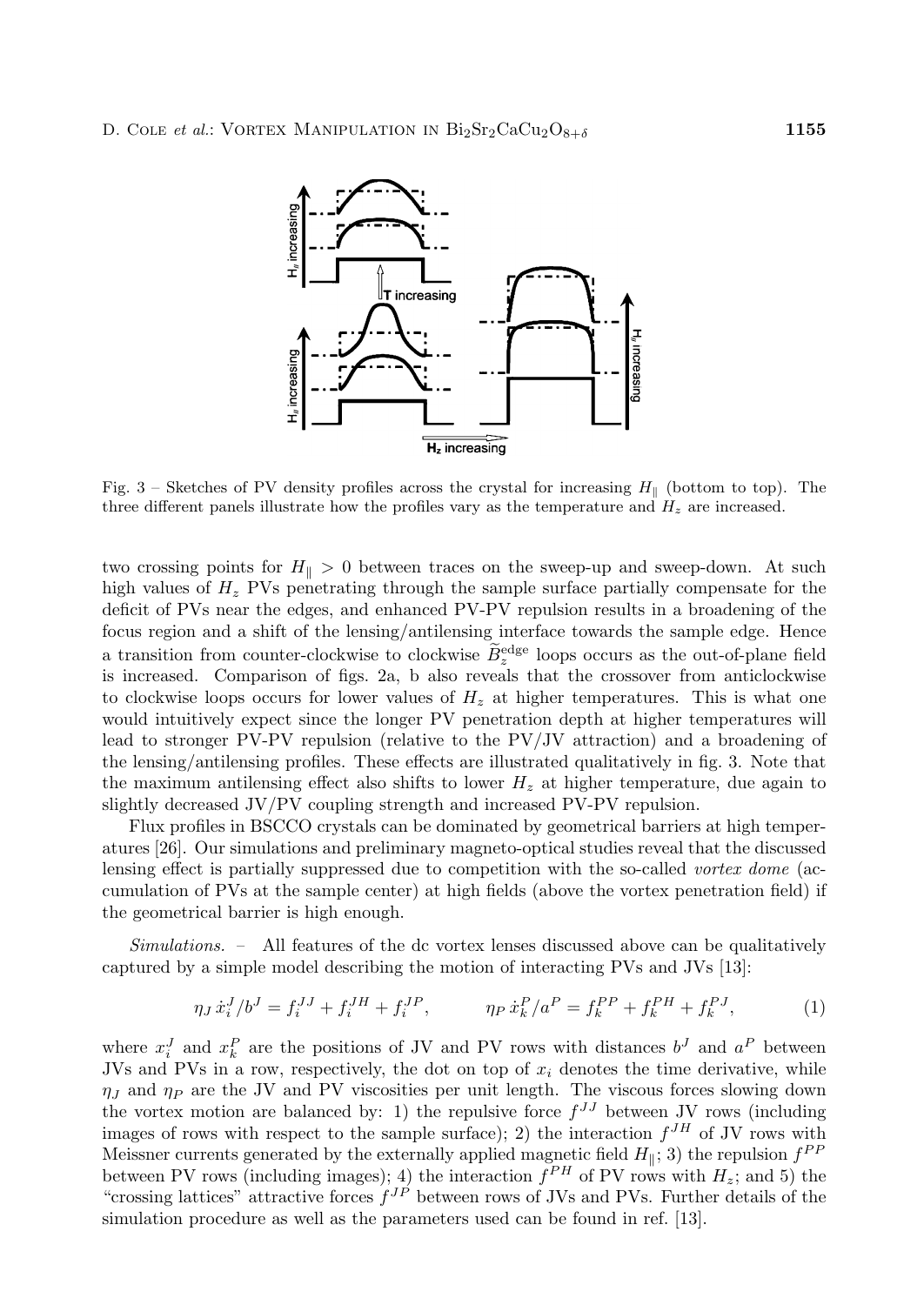Fig. 3 – Sketches of PV density profiles across the crystal for increasing $H_\parallel$ (bottom to top). The three different panels illustrate how the profiles vary as the temperature and $H_z$ are increased.

two crossing points for $H_\parallel > 0$ between traces on the sweep-up and sweep-down. At such high values of $H_z$ PVs penetrating through the sample surface partially compensate for the deficit of PVs near the edges, and enhanced PV-PV repulsion results in a broadening of the focus region and a shift of the lensing/antilensing interface towards the sample edge. Hence a transition from counter-clockwise to clockwise $\widetilde{B}_z^{\mathrm{edge}}$ loops occurs as the out-of-plane field is increased. Comparison of figs. 2a, b also reveals that the crossover from anticlockwise to clockwise loops occurs for lower values of $H_z$ at higher temperatures. This is what one would intuitively expect since the longer PV penetration depth at higher temperatures will lead to stronger PV-PV repulsion (relative to the PV/JV attraction) and a broadening of the lensing/antilensing profiles. These effects are illustrated qualitatively in fig. 3. Note that the maximum antilensing effect also shifts to lower $H_z$ at higher temperature, due again to slightly decreased JV/PV coupling strength and increased PV-PV repulsion.

Flux profiles in BSCCO crystals can be dominated by geometrical barriers at high temperatures [26]. Our simulations and preliminary magneto-optical studies reveal that the discussed lensing effect is partially suppressed due to competition with the so-called *vortex dome* (accumulation of PVs at the sample center) at high fields (above the vortex penetration field) if the geometrical barrier is high enough.

*Simulations.* – All features of the dc vortex lenses discussed above can be qualitatively captured by a simple model describing the motion of interacting PVs and JVs [13]:

$$\eta_J\, \dot{x}_i^J / b^J = f_i^{JJ} + f_i^{JH} + f_i^{JP}, \qquad \eta_P\, \dot{x}_k^P / a^P = f_k^{PP} + f_k^{PH} + f_k^{PJ}, \tag{1}$$

where $x_i^J$ and $x_k^P$ are the positions of JV and PV rows with distances $b^J$ and $a^P$ between JVs and PVs in a row, respectively, the dot on top of $x_i$ denotes the time derivative, while $\eta_J$ and $\eta_P$ are the JV and PV viscosities per unit length. The viscous forces slowing down the vortex motion are balanced by: 1) the repulsive force $f^{JJ}$ between JV rows (including images of rows with respect to the sample surface); 2) the interaction $f^{JH}$ of JV rows with Meissner currents generated by the externally applied magnetic field $H_\parallel$; 3) the repulsion $f^{PP}$ between PV rows (including images); 4) the interaction $f^{PH}$ of PV rows with $H_z$; and 5) the "crossing lattices" attractive forces $f^{JP}$ between rows of JVs and PVs. Further details of the simulation procedure as well as the parameters used can be found in ref. [13].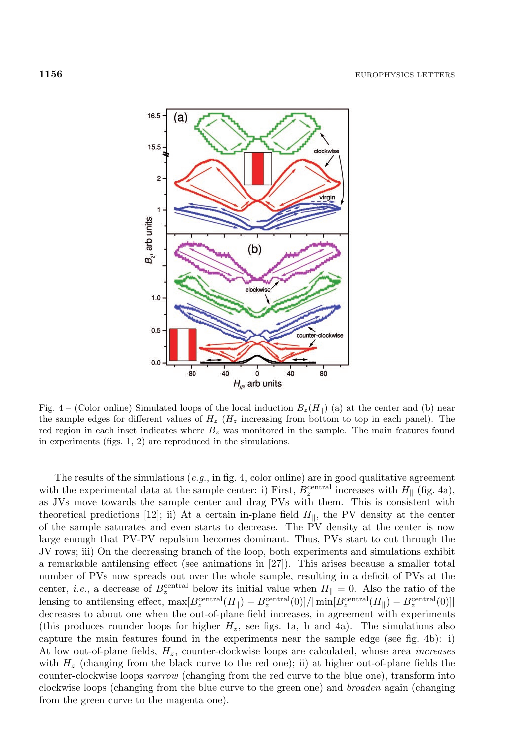Fig. 4 – (Color online) Simulated loops of the local induction $B_z(H_\parallel)$ (a) at the center and (b) near the sample edges for different values of $H_z$ ($H_z$ increasing from bottom to top in each panel). The red region in each inset indicates where $B_z$ was monitored in the sample. The main features found in experiments (figs. 1, 2) are reproduced in the simulations.

The results of the simulations (*e.g.*, in fig. 4, color online) are in good qualitative agreement with the experimental data at the sample center: i) First, $B_z^{\rm central}$ increases with $H_\parallel$ (fig. 4a), as JVs move towards the sample center and drag PVs with them. This is consistent with theoretical predictions [12]; ii) At a certain in-plane field $H_\parallel$, the PV density at the center of the sample saturates and even starts to decrease. The PV density at the center is now large enough that PV-PV repulsion becomes dominant. Thus, PVs start to cut through the JV rows; iii) On the decreasing branch of the loop, both experiments and simulations exhibit a remarkable antilensing effect (see animations in [27]). This arises because a smaller total number of PVs now spreads out over the whole sample, resulting in a deficit of PVs at the center, *i.e.*, a decrease of $B_z^{\rm central}$ below its initial value when $H_\parallel = 0$. Also the ratio of the lensing to antilensing effect, $\max[B_z^{\rm central}(H_\parallel) - B_z^{\rm central}(0)]/|\min[B_z^{\rm central}(H_\parallel) - B_z^{\rm central}(0)]|$ decreases to about one when the out-of-plane field increases, in agreement with experiments (this produces rounder loops for higher $H_z$, see figs. 1a, b and 4a). The simulations also capture the main features found in the experiments near the sample edge (see fig. 4b): i) At low out-of-plane fields, $H_z$, counter-clockwise loops are calculated, whose area *increases* with $H_z$ (changing from the black curve to the red one); ii) at higher out-of-plane fields the counter-clockwise loops *narrow* (changing from the red curve to the blue one), transform into clockwise loops (changing from the blue curve to the green one) and *broaden* again (changing from the green curve to the magenta one).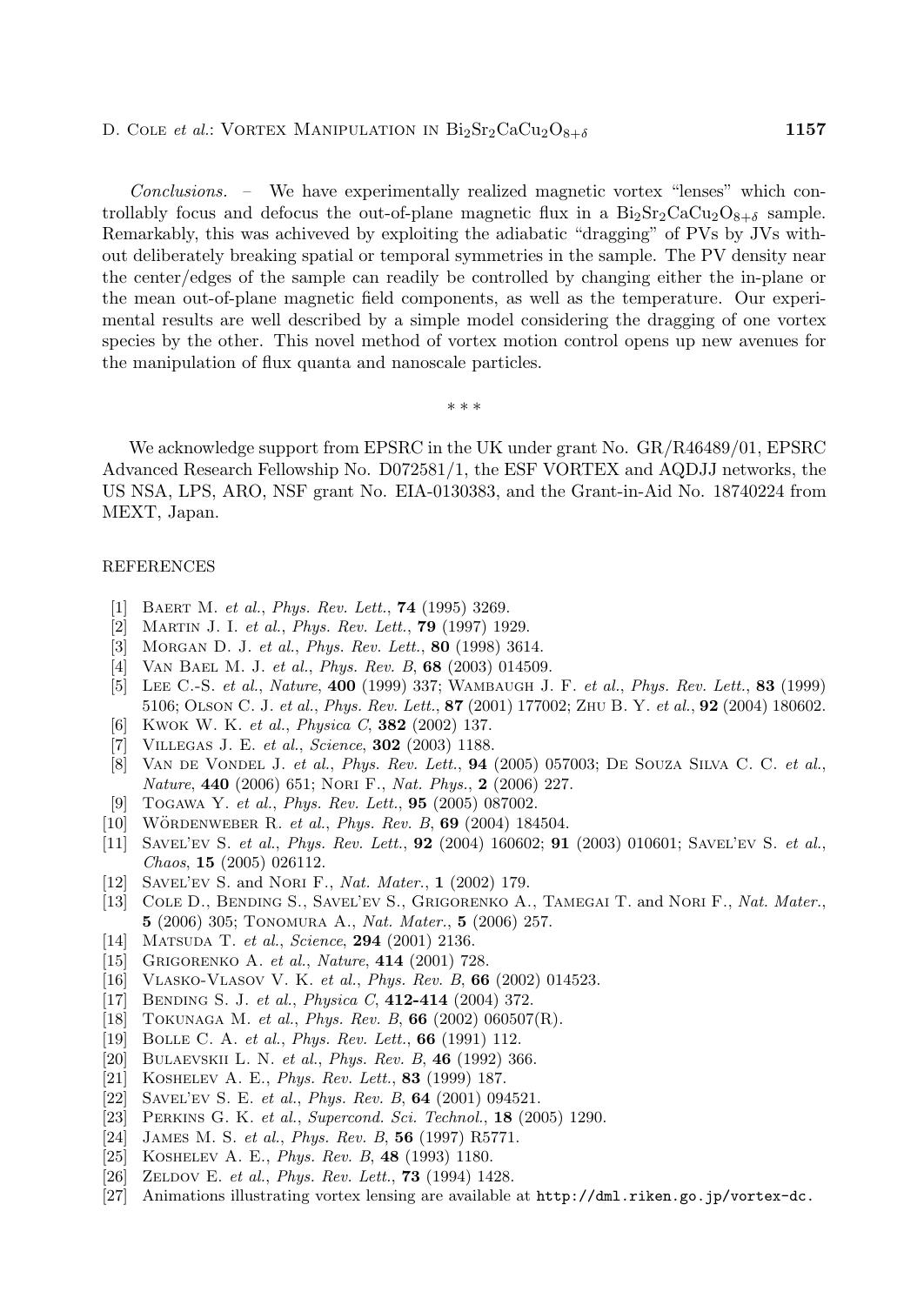*Conclusions.* – We have experimentally realized magnetic vortex "lenses" which controllably focus and defocus the out-of-plane magnetic flux in a $Bi_2Sr_2CaCu_2O_{8+\delta}$ sample. Remarkably, this was achiveved by exploiting the adiabatic "dragging" of PVs by JVs without deliberately breaking spatial or temporal symmetries in the sample. The PV density near the center/edges of the sample can readily be controlled by changing either the in-plane or the mean out-of-plane magnetic field components, as well as the temperature. Our experimental results are well described by a simple model considering the dragging of one vortex species by the other. This novel method of vortex motion control opens up new avenues for the manipulation of flux quanta and nanoscale particles.

\* \* \*

We acknowledge support from EPSRC in the UK under grant No. GR/R46489/01, EPSRC Advanced Research Fellowship No. D072581/1, the ESF VORTEX and AQDJJ networks, the US NSA, LPS, ARO, NSF grant No. EIA-0130383, and the Grant-in-Aid No. 18740224 from MEXT, Japan.

## REFERENCES

[1] Baert M. *et al.*, *Phys. Rev. Lett.*, **74** (1995) 3269.
[2] Martin J. I. *et al.*, *Phys. Rev. Lett.*, **79** (1997) 1929.
[3] Morgan D. J. *et al.*, *Phys. Rev. Lett.*, **80** (1998) 3614.
[4] Van Bael M. J. *et al.*, *Phys. Rev. B*, **68** (2003) 014509.
[5] Lee C.-S. *et al.*, *Nature*, **400** (1999) 337; Wambaugh J. F. *et al.*, *Phys. Rev. Lett.*, **83** (1999) 5106; Olson C. J. *et al.*, *Phys. Rev. Lett.*, **87** (2001) 177002; Zhu B. Y. *et al.*, **92** (2004) 180602.
[6] Kwok W. K. *et al.*, *Physica C*, **382** (2002) 137.
[7] Villegas J. E. *et al.*, *Science*, **302** (2003) 1188.
[8] Van de Vondel J. *et al.*, *Phys. Rev. Lett.*, **94** (2005) 057003; De Souza Silva C. C. *et al.*, *Nature*, **440** (2006) 651; Nori F., *Nat. Phys.*, **2** (2006) 227.
[9] Togawa Y. *et al.*, *Phys. Rev. Lett.*, **95** (2005) 087002.
[10] Wördenweber R. *et al.*, *Phys. Rev. B*, **69** (2004) 184504.
[11] Savel'ev S. *et al.*, *Phys. Rev. Lett.*, **92** (2004) 160602; **91** (2003) 010601; Savel'ev S. *et al.*, *Chaos*, **15** (2005) 026112.
[12] Savel'ev S. and Nori F., *Nat. Mater.*, **1** (2002) 179.
[13] Cole D., Bending S., Savel'ev S., Grigorenko A., Tamegai T. and Nori F., *Nat. Mater.*, **5** (2006) 305; Tonomura A., *Nat. Mater.*, **5** (2006) 257.
[14] Matsuda T. *et al.*, *Science*, **294** (2001) 2136.
[15] Grigorenko A. *et al.*, *Nature*, **414** (2001) 728.
[16] Vlasko-Vlasov V. K. *et al.*, *Phys. Rev. B*, **66** (2002) 014523.
[17] Bending S. J. *et al.*, *Physica C*, **412-414** (2004) 372.
[18] Tokunaga M. *et al.*, *Phys. Rev. B*, **66** (2002) 060507(R).
[19] Bolle C. A. *et al.*, *Phys. Rev. Lett.*, **66** (1991) 112.
[20] Bulaevskii L. N. *et al.*, *Phys. Rev. B*, **46** (1992) 366.
[21] Koshelev A. E., *Phys. Rev. Lett.*, **83** (1999) 187.
[22] Savel'ev S. E. *et al.*, *Phys. Rev. B*, **64** (2001) 094521.
[23] Perkins G. K. *et al.*, *Supercond. Sci. Technol.*, **18** (2005) 1290.
[24] James M. S. *et al.*, *Phys. Rev. B*, **56** (1997) R5771.
[25] Koshelev A. E., *Phys. Rev. B*, **48** (1993) 1180.
[26] Zeldov E. *et al.*, *Phys. Rev. Lett.*, **73** (1994) 1428.
[27] Animations illustrating vortex lensing are available at `http://dml.riken.go.jp/vortex-dc`.